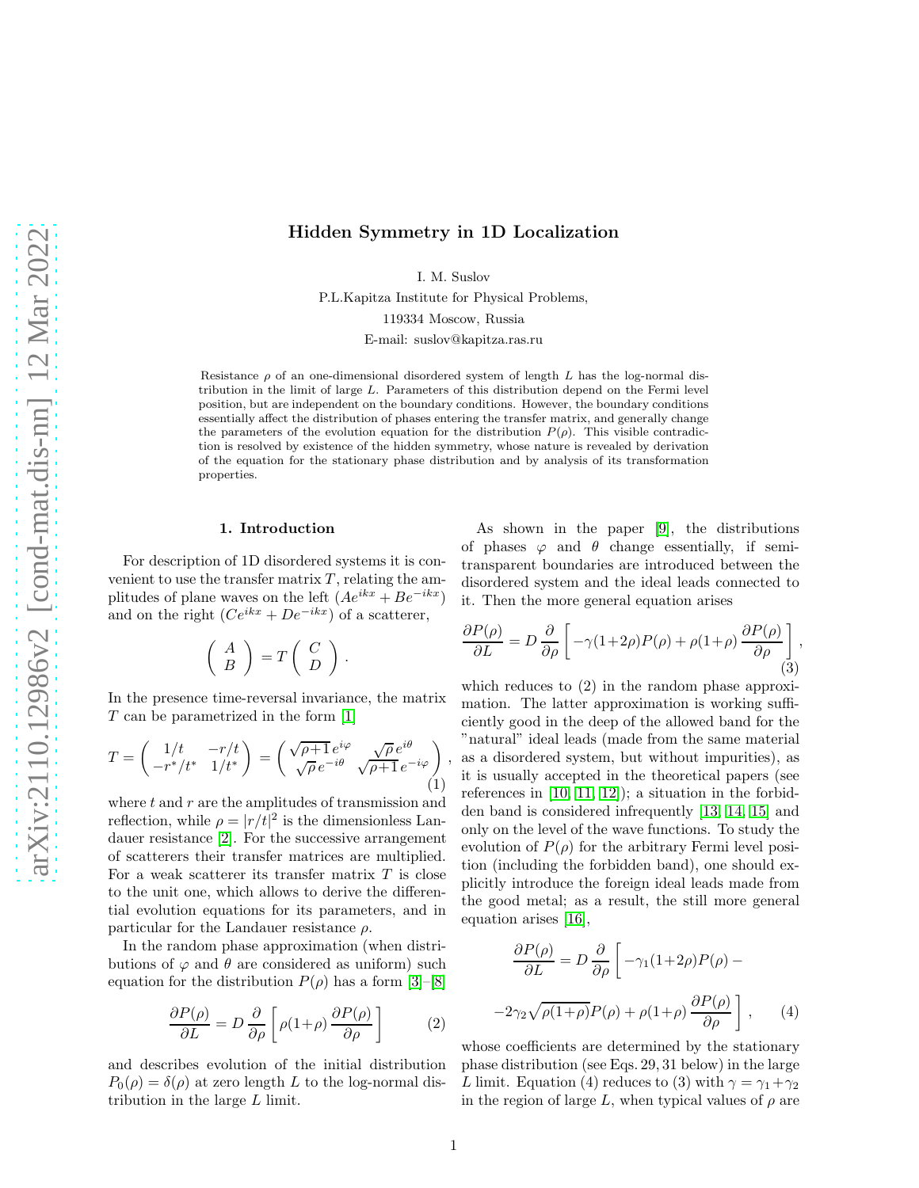# Hidden Symmetry in 1D Localization

I. M. Suslov

P.L.Kapitza Institute for Physical Problems,

119334 Moscow, Russia

E-mail: suslov@kapitza.ras.ru

Resistance $\rho$ of an one-dimensional disordered system of length $L$ has the log-normal distribution in the limit of large $L$. Parameters of this distribution depend on the Fermi level position, but are independent on the boundary conditions. However, the boundary conditions essentially affect the distribution of phases entering the transfer matrix, and generally change the parameters of the evolution equation for the distribution $P(\rho)$. This visible contradiction is resolved by existence of the hidden symmetry, whose nature is revealed by derivation of the equation for the stationary phase distribution and by analysis of its transformation properties.

## 1. Introduction

For description of 1D disordered systems it is convenient to use the transfer matrix $T$, relating the amplitudes of plane waves on the left $(Ae^{ikx}+Be^{-ikx})$ and on the right $(Ce^{ikx}+De^{-ikx})$ of a scatterer,

$$\begin{pmatrix} A \\ B \end{pmatrix} = T \begin{pmatrix} C \\ D \end{pmatrix}.$$

In the presence time-reversal invariance, the matrix $T$ can be parametrized in the form [1]

$$T=\begin{pmatrix} 1/t & -r/t \\ -r^*/t^* & 1/t^* \end{pmatrix} = \begin{pmatrix} \sqrt{\rho+1}\,e^{i\varphi} & \sqrt{\rho}\,e^{i\theta} \\ \sqrt{\rho}\,e^{-i\theta} & \sqrt{\rho+1}\,e^{-i\varphi} \end{pmatrix}, \tag{1}$$

where $t$ and $r$ are the amplitudes of transmission and reflection, while $\rho=|r/t|^2$ is the dimensionless Landauer resistance [2]. For the successive arrangement of scatterers their transfer matrices are multiplied. For a weak scatterer its transfer matrix $T$ is close to the unit one, which allows to derive the differential evolution equations for its parameters, and in particular for the Landauer resistance $\rho$.

In the random phase approximation (when distributions of $\varphi$ and $\theta$ are considered as uniform) such equation for the distribution $P(\rho)$ has a form [3]–[8]

$$\frac{\partial P(\rho)}{\partial L} = D\frac{\partial}{\partial \rho}\left[\rho(1+\rho)\frac{\partial P(\rho)}{\partial \rho}\right] \tag{2}$$

and describes evolution of the initial distribution $P_0(\rho)=\delta(\rho)$ at zero length $L$ to the log-normal distribution in the large $L$ limit.

As shown in the paper [9], the distributions of phases $\varphi$ and $\theta$ change essentially, if semitransparent boundaries are introduced between the disordered system and the ideal leads connected to it. Then the more general equation arises

$$\frac{\partial P(\rho)}{\partial L} = D\frac{\partial}{\partial \rho}\left[-\gamma(1+2\rho)P(\rho)+\rho(1+\rho)\frac{\partial P(\rho)}{\partial \rho}\right], \tag{3}$$

which reduces to (2) in the random phase approximation. The latter approximation is working sufficiently good in the deep of the allowed band for the "natural" ideal leads (made from the same material as a disordered system, but without impurities), as it is usually accepted in the theoretical papers (see references in [10, 11, 12]); a situation in the forbidden band is considered infrequently [13, 14, 15] and only on the level of the wave functions. To study the evolution of $P(\rho)$ for the arbitrary Fermi level position (including the forbidden band), one should explicitly introduce the foreign ideal leads made from the good metal; as a result, the still more general equation arises [16],

$$\frac{\partial P(\rho)}{\partial L} = D\frac{\partial}{\partial \rho}\left[-\gamma_1(1+2\rho)P(\rho)-\right.$$

$$\left.-2\gamma_2\sqrt{\rho(1+\rho)}P(\rho)+\rho(1+\rho)\frac{\partial P(\rho)}{\partial \rho}\right], \tag{4}$$

whose coefficients are determined by the stationary phase distribution (see Eqs. 29, 31 below) in the large $L$ limit. Equation (4) reduces to (3) with $\gamma=\gamma_1+\gamma_2$ in the region of large $L$, when typical values of $\rho$ are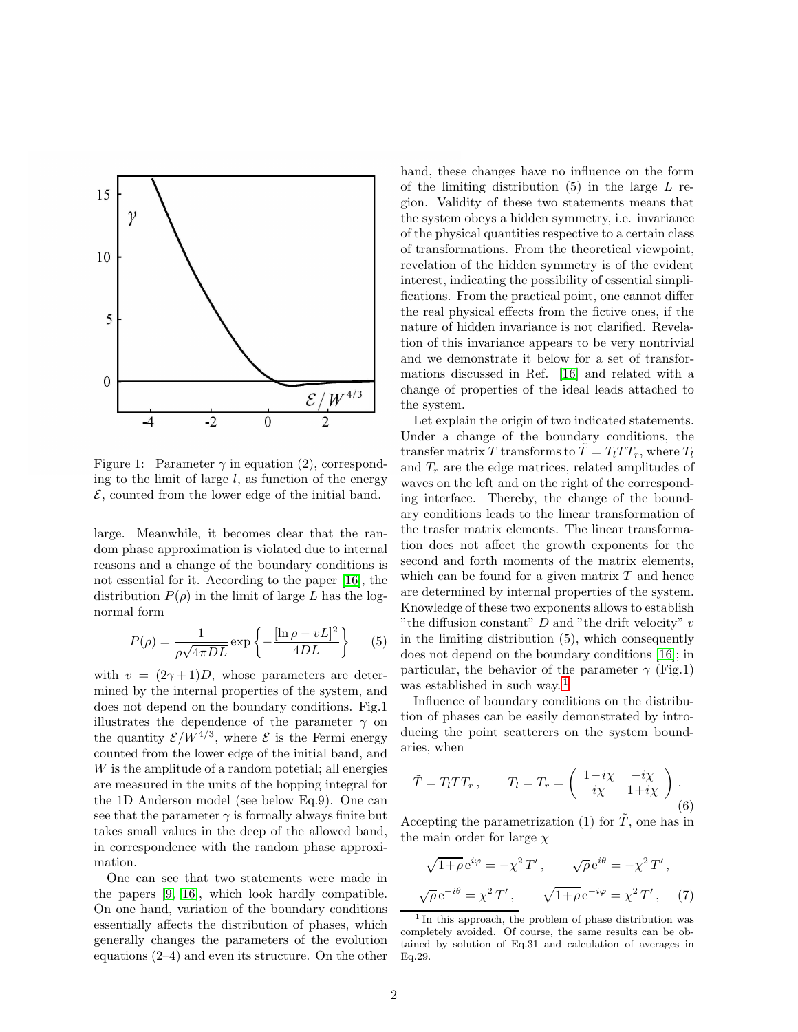Figure 1: Parameter $\gamma$ in equation (2), corresponding to the limit of large $l$, as function of the energy $\mathcal{E}$, counted from the lower edge of the initial band.

large. Meanwhile, it becomes clear that the random phase approximation is violated due to internal reasons and a change of the boundary conditions is not essential for it. According to the paper [16], the distribution $P(\rho)$ in the limit of large $L$ has the log-normal form

$$P(\rho) = \frac{1}{\rho\sqrt{4\pi DL}} \exp\left\{-\frac{[\ln\rho - vL]^2}{4DL}\right\} \qquad (5)$$

with $v = (2\gamma+1)D$, whose parameters are determined by the internal properties of the system, and does not depend on the boundary conditions. Fig.1 illustrates the dependence of the parameter $\gamma$ on the quantity $\mathcal{E}/W^{4/3}$, where $\mathcal{E}$ is the Fermi energy counted from the lower edge of the initial band, and $W$ is the amplitude of a random potetial; all energies are measured in the units of the hopping integral for the 1D Anderson model (see below Eq.9). One can see that the parameter $\gamma$ is formally always finite but takes small values in the deep of the allowed band, in correspondence with the random phase approximation.

One can see that two statements were made in the papers [9, 16], which look hardly compatible. On one hand, variation of the boundary conditions essentially affects the distribution of phases, which generally changes the parameters of the evolution equations (2–4) and even its structure. On the other hand, these changes have no influence on the form of the limiting distribution (5) in the large $L$ region. Validity of these two statements means that the system obeys a hidden symmetry, i.e. invariance of the physical quantities respective to a certain class of transformations. From the theoretical viewpoint, revelation of the hidden symmetry is of the evident interest, indicating the possibility of essential simplifications. From the practical point, one cannot differ the real physical effects from the fictive ones, if the nature of hidden invariance is not clarified. Revelation of this invariance appears to be very nontrivial and we demonstrate it below for a set of transformations discussed in Ref. [16] and related with a change of properties of the ideal leads attached to the system.

Let explain the origin of two indicated statements. Under a change of the boundary conditions, the transfer matrix $T$ transforms to $\tilde{T} = T_l T T_r$, where $T_l$ and $T_r$ are the edge matrices, related amplitudes of waves on the left and on the right of the corresponding interface. Thereby, the change of the boundary conditions leads to the linear transformation of the trasfer matrix elements. The linear transformation does not affect the growth exponents for the second and forth moments of the matrix elements, which can be found for a given matrix $T$ and hence are determined by internal properties of the system. Knowledge of these two exponents allows to establish "the diffusion constant" $D$ and "the drift velocity" $v$ in the limiting distribution (5), which consequently does not depend on the boundary conditions [16]; in particular, the behavior of the parameter $\gamma$ (Fig.1) was established in such way.[1]

Influence of boundary conditions on the distribution of phases can be easily demonstrated by introducing the point scatterers on the system boundaries, when

$$\tilde{T} = T_l T T_r\,, \qquad T_l = T_r = \begin{pmatrix} 1-i\chi & -i\chi \\ i\chi & 1+i\chi \end{pmatrix}. \qquad (6)$$

Accepting the parametrization (1) for $\tilde{T}$, one has in the main order for large $\chi$

$$\sqrt{1+\rho}\,\mathrm{e}^{i\varphi} = -\chi^2\,T'\,, \qquad \sqrt{\rho}\,\mathrm{e}^{i\theta} = -\chi^2\,T'\,,$$

$$\sqrt{\rho}\,\mathrm{e}^{-i\theta} = \chi^2\,T'\,, \qquad \sqrt{1+\rho}\,\mathrm{e}^{-i\varphi} = \chi^2\,T'\,, \qquad (7)$$

[1] In this approach, the problem of phase distribution was completely avoided. Of course, the same results can be obtained by solution of Eq.31 and calculation of averages in Eq.29.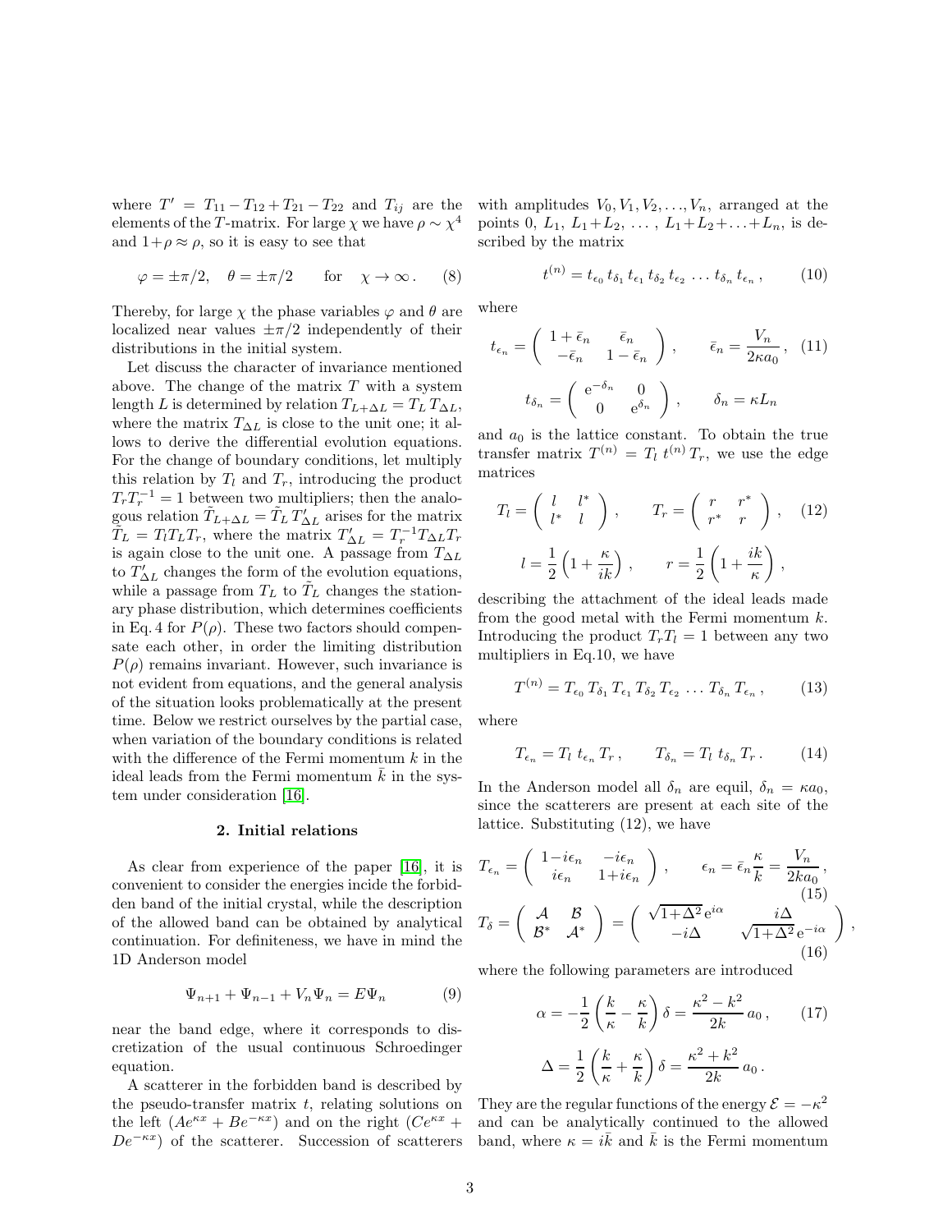where $T' = T_{11} - T_{12} + T_{21} - T_{22}$ and $T_{ij}$ are the elements of the $T$-matrix. For large $\chi$ we have $\rho \sim \chi^4$ and $1+\rho \approx \rho$, so it is easy to see that

$$\varphi = \pm\pi/2, \quad \theta = \pm\pi/2 \qquad \text{for} \quad \chi \to \infty\,. \tag{8}$$

Thereby, for large $\chi$ the phase variables $\varphi$ and $\theta$ are localized near values $\pm\pi/2$ independently of their distributions in the initial system.

Let discuss the character of invariance mentioned above. The change of the matrix $T$ with a system length $L$ is determined by relation $T_{L+\Delta L} = T_L\, T_{\Delta L}$, where the matrix $T_{\Delta L}$ is close to the unit one; it allows to derive the differential evolution equations. For the change of boundary conditions, let multiply this relation by $T_l$ and $T_r$, introducing the product $T_r T_r^{-1} = 1$ between two multipliers; then the analogous relation $\tilde{T}_{L+\Delta L} = \tilde{T}_L\, T'_{\Delta L}$ arises for the matrix $\tilde{T}_L = T_l T_L T_r$, where the matrix $T'_{\Delta L} = T_r^{-1} T_{\Delta L} T_r$ is again close to the unit one. A passage from $T_{\Delta L}$ to $T'_{\Delta L}$ changes the form of the evolution equations, while a passage from $T_L$ to $\tilde{T}_L$ changes the stationary phase distribution, which determines coefficients in Eq. 4 for $P(\rho)$. These two factors should compensate each other, in order the limiting distribution $P(\rho)$ remains invariant. However, such invariance is not evident from equations, and the general analysis of the situation looks problematically at the present time. Below we restrict ourselves by the partial case, when variation of the boundary conditions is related with the difference of the Fermi momentum $k$ in the ideal leads from the Fermi momentum $\bar{k}$ in the system under consideration [16].

## 2. Initial relations

As clear from experience of the paper [16], it is convenient to consider the energies incide the forbidden band of the initial crystal, while the description of the allowed band can be obtained by analytical continuation. For definiteness, we have in mind the 1D Anderson model

$$\Psi_{n+1} + \Psi_{n-1} + V_n \Psi_n = E\Psi_n \tag{9}$$

near the band edge, where it corresponds to discretization of the usual continuous Schroedinger equation.

A scatterer in the forbidden band is described by the pseudo-transfer matrix $t$, relating solutions on the left ($Ae^{\kappa x} + Be^{-\kappa x}$) and on the right ($Ce^{\kappa x} + De^{-\kappa x}$) of the scatterer. Succession of scatterers with amplitudes $V_0, V_1, V_2, \ldots, V_n$, arranged at the points $0,\ L_1,\ L_1+L_2,\ \ldots,\ L_1+L_2+\ldots+L_n$, is described by the matrix

$$t^{(n)} = t_{\epsilon_0}\, t_{\delta_1}\, t_{\epsilon_1}\, t_{\delta_2}\, t_{\epsilon_2}\, \ldots\, t_{\delta_n}\, t_{\epsilon_n}\,, \tag{10}$$

where

$$t_{\epsilon_n} = \begin{pmatrix} 1+\bar{\epsilon}_n & \bar{\epsilon}_n \\ -\bar{\epsilon}_n & 1-\bar{\epsilon}_n \end{pmatrix}, \qquad \bar{\epsilon}_n = \frac{V_n}{2\kappa a_0}\,, \tag{11}$$

$$t_{\delta_n} = \begin{pmatrix} \mathrm{e}^{-\delta_n} & 0 \\ 0 & \mathrm{e}^{\delta_n} \end{pmatrix}, \qquad \delta_n = \kappa L_n$$

and $a_0$ is the lattice constant. To obtain the true transfer matrix $T^{(n)} = T_l\, t^{(n)}\, T_r$, we use the edge matrices

$$T_l = \begin{pmatrix} l & l^* \\ l^* & l \end{pmatrix}, \qquad T_r = \begin{pmatrix} r & r^* \\ r^* & r \end{pmatrix}, \tag{12}$$

$$l = \frac{1}{2}\left(1 + \frac{\kappa}{ik}\right), \qquad r = \frac{1}{2}\left(1 + \frac{ik}{\kappa}\right),$$

describing the attachment of the ideal leads made from the good metal with the Fermi momentum $k$. Introducing the product $T_r T_l = 1$ between any two multipliers in Eq.10, we have

$$T^{(n)} = T_{\epsilon_0}\, T_{\delta_1}\, T_{\epsilon_1}\, T_{\delta_2}\, T_{\epsilon_2}\, \ldots\, T_{\delta_n}\, T_{\epsilon_n}\,, \tag{13}$$

where

$$T_{\epsilon_n} = T_l\, t_{\epsilon_n}\, T_r\,, \qquad T_{\delta_n} = T_l\, t_{\delta_n}\, T_r\,. \tag{14}$$

In the Anderson model all $\delta_n$ are equil, $\delta_n = \kappa a_0$, since the scatterers are present at each site of the lattice. Substituting (12), we have

$$T_{\epsilon_n} = \begin{pmatrix} 1-i\epsilon_n & -i\epsilon_n \\ i\epsilon_n & 1+i\epsilon_n \end{pmatrix}, \qquad \epsilon_n = \bar{\epsilon}_n \frac{\kappa}{k} = \frac{V_n}{2ka_0}\,, \tag{15}$$

$$T_\delta = \begin{pmatrix} \mathcal{A} & \mathcal{B} \\ \mathcal{B}^* & \mathcal{A}^* \end{pmatrix} = \begin{pmatrix} \sqrt{1+\Delta^2}\,\mathrm{e}^{i\alpha} & i\Delta \\ -i\Delta & \sqrt{1+\Delta^2}\,\mathrm{e}^{-i\alpha} \end{pmatrix}, \tag{16}$$

where the following parameters are introduced

$$\alpha = -\frac{1}{2}\left(\frac{k}{\kappa} - \frac{\kappa}{k}\right)\delta = \frac{\kappa^2 - k^2}{2k}\, a_0\,, \tag{17}$$

$$\Delta = \frac{1}{2}\left(\frac{k}{\kappa} + \frac{\kappa}{k}\right)\delta = \frac{\kappa^2 + k^2}{2k}\, a_0\,.$$

They are the regular functions of the energy $\mathcal{E} = -\kappa^2$ and can be analytically continued to the allowed band, where $\kappa = i\bar{k}$ and $\bar{k}$ is the Fermi momentum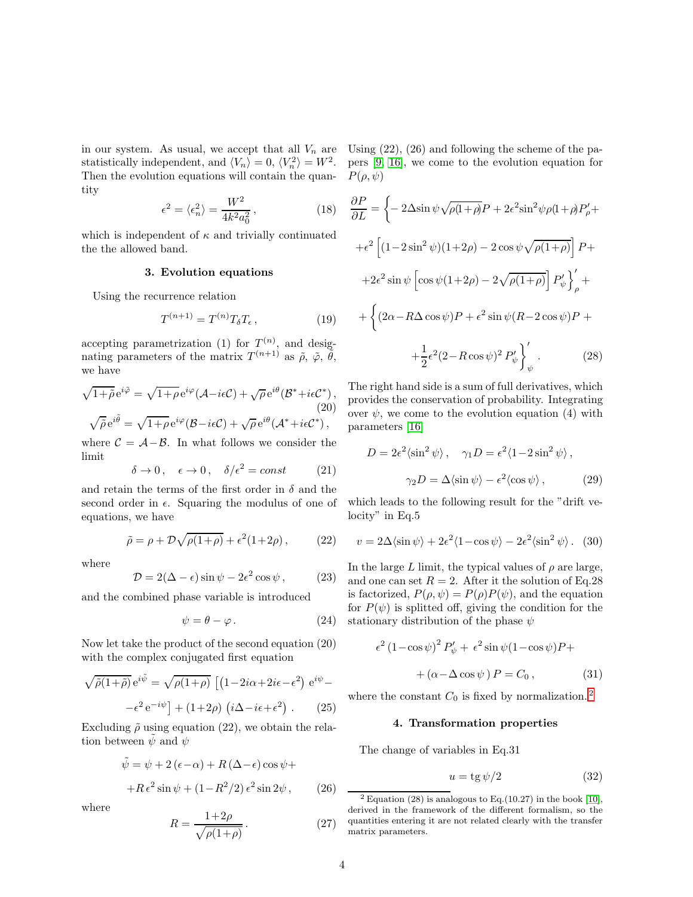in our system. As usual, we accept that all $V_n$ are statistically independent, and $\langle V_n\rangle = 0$, $\langle V_n^2\rangle = W^2$. Then the evolution equations will contain the quantity

$$\epsilon^2 = \langle \epsilon_n^2\rangle = \frac{W^2}{4k^2 a_0^2}\,, \tag{18}$$

which is independent of $\kappa$ and trivially continuated the the allowed band.

### 3. Evolution equations

Using the recurrence relation

$$T^{(n+1)} = T^{(n)} T_\delta T_\epsilon\,, \tag{19}$$

accepting parametrization (1) for $T^{(n)}$, and designating parameters of the matrix $T^{(n+1)}$ as $\tilde\rho$, $\tilde\varphi$, $\tilde\theta$, we have

$$\sqrt{1+\tilde\rho}\,e^{i\tilde\varphi} = \sqrt{1+\rho}\,e^{i\varphi}(\mathcal{A}-i\epsilon\mathcal{C}) + \sqrt{\rho}\,e^{i\theta}(\mathcal{B}^*+i\epsilon\mathcal{C}^*)\,, \tag{20}$$

$$\sqrt{\tilde\rho}\,e^{i\tilde\theta} = \sqrt{1+\rho}\,e^{i\varphi}(\mathcal{B}-i\epsilon\mathcal{C}) + \sqrt{\rho}\,e^{i\theta}(\mathcal{A}^*+i\epsilon\mathcal{C}^*)\,,$$

where $\mathcal{C} = \mathcal{A}-\mathcal{B}$. In what follows we consider the limit

$$\delta\to 0\,,\quad \epsilon\to 0\,,\quad \delta/\epsilon^2 = const \tag{21}$$

and retain the terms of the first order in $\delta$ and the second order in $\epsilon$. Squaring the modulus of one of equations, we have

$$\tilde\rho = \rho + \mathcal{D}\sqrt{\rho(1+\rho)} + \epsilon^2(1+2\rho)\,, \tag{22}$$

where

$$\mathcal{D} = 2(\Delta-\epsilon)\sin\psi - 2\epsilon^2\cos\psi\,, \tag{23}$$

and the combined phase variable is introduced

$$\psi = \theta - \varphi\,. \tag{24}$$

Now let take the product of the second equation (20) with the complex conjugated first equation

$$\sqrt{\tilde\rho(1+\tilde\rho)}\,e^{i\tilde\psi} = \sqrt{\rho(1+\rho)}\,\left[\left(1-2i\alpha+2i\epsilon-\epsilon^2\right)\,e^{i\psi} - \right.$$
$$\left. -\epsilon^2\,e^{-i\psi}\right] + (1+2\rho)\,\left(i\Delta-i\epsilon+\epsilon^2\right)\,. \tag{25}$$

Excluding $\tilde\rho$ using equation (22), we obtain the relation between $\tilde\psi$ and $\psi$

$$\tilde\psi = \psi + 2\,(\epsilon-\alpha) + R\,(\Delta-\epsilon)\cos\psi +$$
$$+ R\,\epsilon^2\sin\psi + (1-R^2/2)\,\epsilon^2\sin 2\psi\,, \tag{26}$$

where

$$R = \frac{1+2\rho}{\sqrt{\rho(1+\rho)}}\,. \tag{27}$$

Using (22), (26) and following the scheme of the papers [9, 16], we come to the evolution equation for $P(\rho,\psi)$

$$\frac{\partial P}{\partial L} = \left\{-2\Delta\sin\psi\sqrt{\rho(1+\rho)}P + 2\epsilon^2\sin^2\psi\rho(1+\rho)P'_\rho + \right.$$
$$+\epsilon^2\left[(1-2\sin^2\psi)(1+2\rho) - 2\cos\psi\sqrt{\rho(1+\rho)}\right]P +$$
$$\left. +2\epsilon^2\sin\psi\left[\cos\psi(1+2\rho) - 2\sqrt{\rho(1+\rho)}\right]P'_\psi\right\}'_\rho +$$
$$+\left\{(2\alpha - R\Delta\cos\psi)P + \epsilon^2\sin\psi(R-2\cos\psi)P + \right.$$
$$\left. +\frac{1}{2}\epsilon^2(2-R\cos\psi)^2\,P'_\psi\right\}'_\psi\,. \tag{28}$$

The right hand side is a sum of full derivatives, which provides the conservation of probability. Integrating over $\psi$, we come to the evolution equation (4) with parameters [16]

$$D = 2\epsilon^2\langle\sin^2\psi\rangle\,,\quad \gamma_1 D = \epsilon^2\langle 1-2\sin^2\psi\rangle\,,$$
$$\gamma_2 D = \Delta\langle\sin\psi\rangle - \epsilon^2\langle\cos\psi\rangle\,, \tag{29}$$

which leads to the following result for the "drift velocity" in Eq.5

$$v = 2\Delta\langle\sin\psi\rangle + 2\epsilon^2\langle 1-\cos\psi\rangle - 2\epsilon^2\langle\sin^2\psi\rangle\,. \tag{30}$$

In the large $L$ limit, the typical values of $\rho$ are large, and one can set $R = 2$. After it the solution of Eq.28 is factorized, $P(\rho,\psi) = P(\rho)P(\psi)$, and the equation for $P(\psi)$ is splitted off, giving the condition for the stationary distribution of the phase $\psi$

$$\epsilon^2\,(1-\cos\psi)^2\,P'_\psi + \epsilon^2\sin\psi(1-\cos\psi)P +$$
$$+(\alpha - \Delta\cos\psi\,)\,P = C_0\,, \tag{31}$$

where the constant $C_0$ is fixed by normalization.[2]

### 4. Transformation properties

The change of variables in Eq.31

$$u = \mathrm{tg}\,\psi/2 \tag{32}$$

[2] Equation (28) is analogous to Eq.(10.27) in the book [10], derived in the framework of the different formalism, so the quantities entering it are not related clearly with the transfer matrix parameters.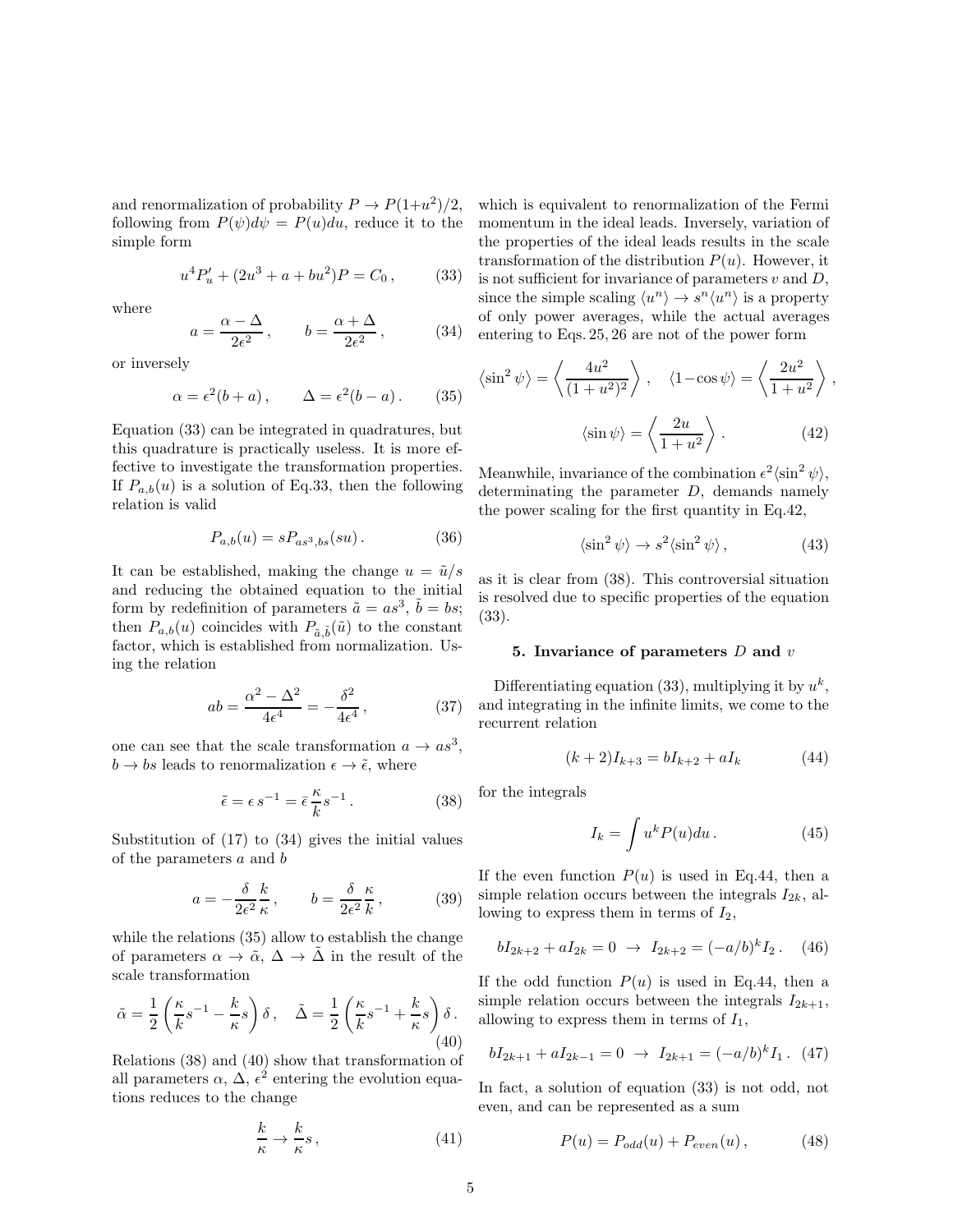and renormalization of probability $P \to P(1+u^2)/2$, following from $P(\psi)d\psi = P(u)du$, reduce it to the simple form

$$u^4 P'_u + (2u^3 + a + bu^2)P = C_0\,, \qquad (33)$$

where

$$a = \frac{\alpha - \Delta}{2\epsilon^2}\,, \qquad b = \frac{\alpha + \Delta}{2\epsilon^2}\,, \qquad (34)$$

or inversely

$$\alpha = \epsilon^2(b+a)\,, \qquad \Delta = \epsilon^2(b-a)\,. \qquad (35)$$

Equation (33) can be integrated in quadratures, but this quadrature is practically useless. It is more effective to investigate the transformation properties. If $P_{a,b}(u)$ is a solution of Eq.33, then the following relation is valid

$$P_{a,b}(u) = sP_{as^3,bs}(su)\,. \qquad (36)$$

It can be established, making the change $u = \tilde{u}/s$ and reducing the obtained equation to the initial form by redefinition of parameters $\tilde{a} = as^3$, $\tilde{b} = bs$; then $P_{a,b}(u)$ coincides with $P_{\tilde{a},\tilde{b}}(\tilde{u})$ to the constant factor, which is established from normalization. Using the relation

$$ab = \frac{\alpha^2 - \Delta^2}{4\epsilon^4} = -\frac{\delta^2}{4\epsilon^4}\,, \qquad (37)$$

one can see that the scale transformation $a \to as^3$, $b \to bs$ leads to renormalization $\epsilon \to \tilde{\epsilon}$, where

$$\tilde{\epsilon} = \epsilon\, s^{-1} = \bar{\epsilon}\,\frac{\kappa}{k}s^{-1}\,. \qquad (38)$$

Substitution of (17) to (34) gives the initial values of the parameters $a$ and $b$

$$a = -\frac{\delta}{2\epsilon^2}\frac{k}{\kappa}\,, \qquad b = \frac{\delta}{2\epsilon^2}\frac{\kappa}{k}\,, \qquad (39)$$

while the relations (35) allow to establish the change of parameters $\alpha \to \tilde{\alpha}$, $\Delta \to \tilde{\Delta}$ in the result of the scale transformation

$$\tilde{\alpha} = \frac{1}{2}\left(\frac{\kappa}{k}s^{-1} - \frac{k}{\kappa}s\right)\delta\,, \quad \tilde{\Delta} = \frac{1}{2}\left(\frac{\kappa}{k}s^{-1} + \frac{k}{\kappa}s\right)\delta\,. \qquad (40)$$

Relations (38) and (40) show that transformation of all parameters $\alpha$, $\Delta$, $\epsilon^2$ entering the evolution equations reduces to the change

$$\frac{k}{\kappa} \to \frac{k}{\kappa}s\,, \qquad (41)$$

which is equivalent to renormalization of the Fermi momentum in the ideal leads. Inversely, variation of the properties of the ideal leads results in the scale transformation of the distribution $P(u)$. However, it is not sufficient for invariance of parameters $v$ and $D$, since the simple scaling $\langle u^n\rangle \to s^n\langle u^n\rangle$ is a property of only power averages, while the actual averages entering to Eqs. 25, 26 are not of the power form

$$\langle \sin^2\psi\rangle = \left\langle \frac{4u^2}{(1+u^2)^2}\right\rangle\,, \quad \langle 1-\cos\psi\rangle = \left\langle \frac{2u^2}{1+u^2}\right\rangle\,,$$

$$\langle \sin\psi\rangle = \left\langle \frac{2u}{1+u^2}\right\rangle\,. \qquad (42)$$

Meanwhile, invariance of the combination $\epsilon^2\langle\sin^2\psi\rangle$, determinating the parameter $D$, demands namely the power scaling for the first quantity in Eq.42,

$$\langle\sin^2\psi\rangle \to s^2\langle\sin^2\psi\rangle\,, \qquad (43)$$

as it is clear from (38). This controversial situation is resolved due to specific properties of the equation (33).

## 5. Invariance of parameters $D$ and $v$

Differentiating equation (33), multiplying it by $u^k$, and integrating in the infinite limits, we come to the recurrent relation

$$(k+2)I_{k+3} = bI_{k+2} + aI_k \qquad (44)$$

for the integrals

$$I_k = \int u^k P(u)du\,. \qquad (45)$$

If the even function $P(u)$ is used in Eq.44, then a simple relation occurs between the integrals $I_{2k}$, allowing to express them in terms of $I_2$,

$$bI_{2k+2} + aI_{2k} = 0 \;\to\; I_{2k+2} = (-a/b)^k I_2\,. \qquad (46)$$

If the odd function $P(u)$ is used in Eq.44, then a simple relation occurs between the integrals $I_{2k+1}$, allowing to express them in terms of $I_1$,

$$bI_{2k+1} + aI_{2k-1} = 0 \;\to\; I_{2k+1} = (-a/b)^k I_1\,. \qquad (47)$$

In fact, a solution of equation (33) is not odd, not even, and can be represented as a sum

$$P(u) = P_{odd}(u) + P_{even}(u)\,, \qquad (48)$$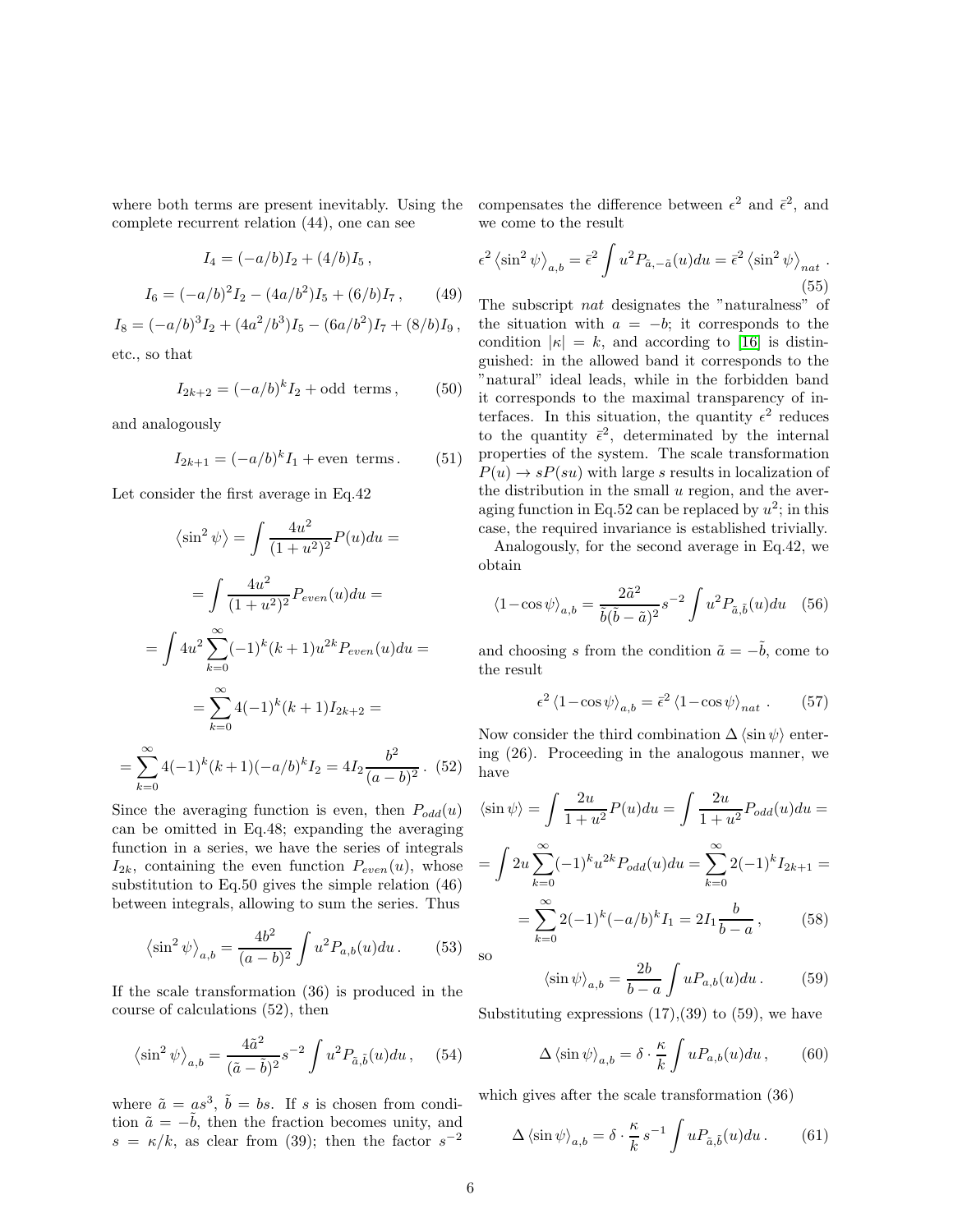where both terms are present inevitably. Using the complete recurrent relation (44), one can see

$$I_4 = (-a/b) I_2 + (4/b) I_5 \,,$$

$$I_6 = (-a/b)^2 I_2 - (4a/b^2) I_5 + (6/b) I_7 \,, \qquad (49)$$

$$I_8 = (-a/b)^3 I_2 + (4a^2/b^3) I_5 - (6a/b^2) I_7 + (8/b) I_9 \,,$$

etc., so that

$$I_{2k+2} = (-a/b)^k I_2 + \text{odd terms} \,, \qquad (50)$$

and analogously

$$I_{2k+1} = (-a/b)^k I_1 + \text{even terms} \,. \qquad (51)$$

Let consider the first average in Eq.42

$$\left\langle \sin^2 \psi \right\rangle = \int \frac{4u^2}{(1+u^2)^2} P(u) du =$$

$$= \int \frac{4u^2}{(1+u^2)^2} P_{even}(u) du =$$

$$= \int 4u^2 \sum_{k=0}^{\infty} (-1)^k (k+1) u^{2k} P_{even}(u) du =$$

$$= \sum_{k=0}^{\infty} 4(-1)^k (k+1) I_{2k+2} =$$

$$= \sum_{k=0}^{\infty} 4(-1)^k (k+1) (-a/b)^k I_2 = 4 I_2 \frac{b^2}{(a-b)^2} \,. \qquad (52)$$

Since the averaging function is even, then $P_{odd}(u)$ can be omitted in Eq.48; expanding the averaging function in a series, we have the series of integrals $I_{2k}$, containing the even function $P_{even}(u)$, whose substitution to Eq.50 gives the simple relation (46) between integrals, allowing to sum the series. Thus

$$\left\langle \sin^2 \psi \right\rangle_{a,b} = \frac{4b^2}{(a-b)^2} \int u^2 P_{a,b}(u) du \,. \qquad (53)$$

If the scale transformation (36) is produced in the course of calculations (52), then

$$\left\langle \sin^2 \psi \right\rangle_{a,b} = \frac{4\tilde{a}^2}{(\tilde{a}-\tilde{b})^2} s^{-2} \int u^2 P_{\tilde{a},\tilde{b}}(u) du \,, \qquad (54)$$

where $\tilde{a} = a s^3$, $\tilde{b} = b s$. If $s$ is chosen from condition $\tilde{a} = -\tilde{b}$, then the fraction becomes unity, and $s = \kappa/k$, as clear from (39); then the factor $s^{-2}$ compensates the difference between $\epsilon^2$ and $\bar{\epsilon}^2$, and we come to the result

$$\epsilon^2 \left\langle \sin^2 \psi \right\rangle_{a,b} = \bar{\epsilon}^2 \int u^2 P_{\tilde{a},-\tilde{a}}(u) du = \bar{\epsilon}^2 \left\langle \sin^2 \psi \right\rangle_{nat} \,. \qquad (55)$$

The subscript *nat* designates the "naturalness" of the situation with $a = -b$; it corresponds to the condition $|\kappa| = k$, and according to [16] is distinguished: in the allowed band it corresponds to the "natural" ideal leads, while in the forbidden band it corresponds to the maximal transparency of interfaces. In this situation, the quantity $\epsilon^2$ reduces to the quantity $\bar{\epsilon}^2$, determinated by the internal properties of the system. The scale transformation $P(u) \to sP(su)$ with large $s$ results in localization of the distribution in the small $u$ region, and the averaging function in Eq.52 can be replaced by $u^2$; in this case, the required invariance is established trivially.

Analogously, for the second average in Eq.42, we obtain

$$\left\langle 1 - \cos \psi \right\rangle_{a,b} = \frac{2\tilde{a}^2}{\tilde{b}(\tilde{b}-\tilde{a})^2} s^{-2} \int u^2 P_{\tilde{a},\tilde{b}}(u) du \qquad (56)$$

and choosing $s$ from the condition $\tilde{a} = -\tilde{b}$, come to the result

$$\epsilon^2 \left\langle 1 - \cos \psi \right\rangle_{a,b} = \bar{\epsilon}^2 \left\langle 1 - \cos \psi \right\rangle_{nat} \,. \qquad (57)$$

Now consider the third combination $\Delta \left\langle \sin \psi \right\rangle$ entering (26). Proceeding in the analogous manner, we have

$$\left\langle \sin \psi \right\rangle = \int \frac{2u}{1+u^2} P(u) du = \int \frac{2u}{1+u^2} P_{odd}(u) du =$$

$$= \int 2u \sum_{k=0}^{\infty} (-1)^k u^{2k} P_{odd}(u) du = \sum_{k=0}^{\infty} 2(-1)^k I_{2k+1} =$$

$$= \sum_{k=0}^{\infty} 2(-1)^k (-a/b)^k I_1 = 2 I_1 \frac{b}{b-a} \,, \qquad (58)$$

so

$$\left\langle \sin \psi \right\rangle_{a,b} = \frac{2b}{b-a} \int u P_{a,b}(u) du \,. \qquad (59)$$

Substituting expressions (17),(39) to (59), we have

$$\Delta \left\langle \sin \psi \right\rangle_{a,b} = \delta \cdot \frac{\kappa}{k} \int u P_{a,b}(u) du \,, \qquad (60)$$

which gives after the scale transformation (36)

$$\Delta \left\langle \sin \psi \right\rangle_{a,b} = \delta \cdot \frac{\kappa}{k} s^{-1} \int u P_{\tilde{a},\tilde{b}}(u) du \,. \qquad (61)$$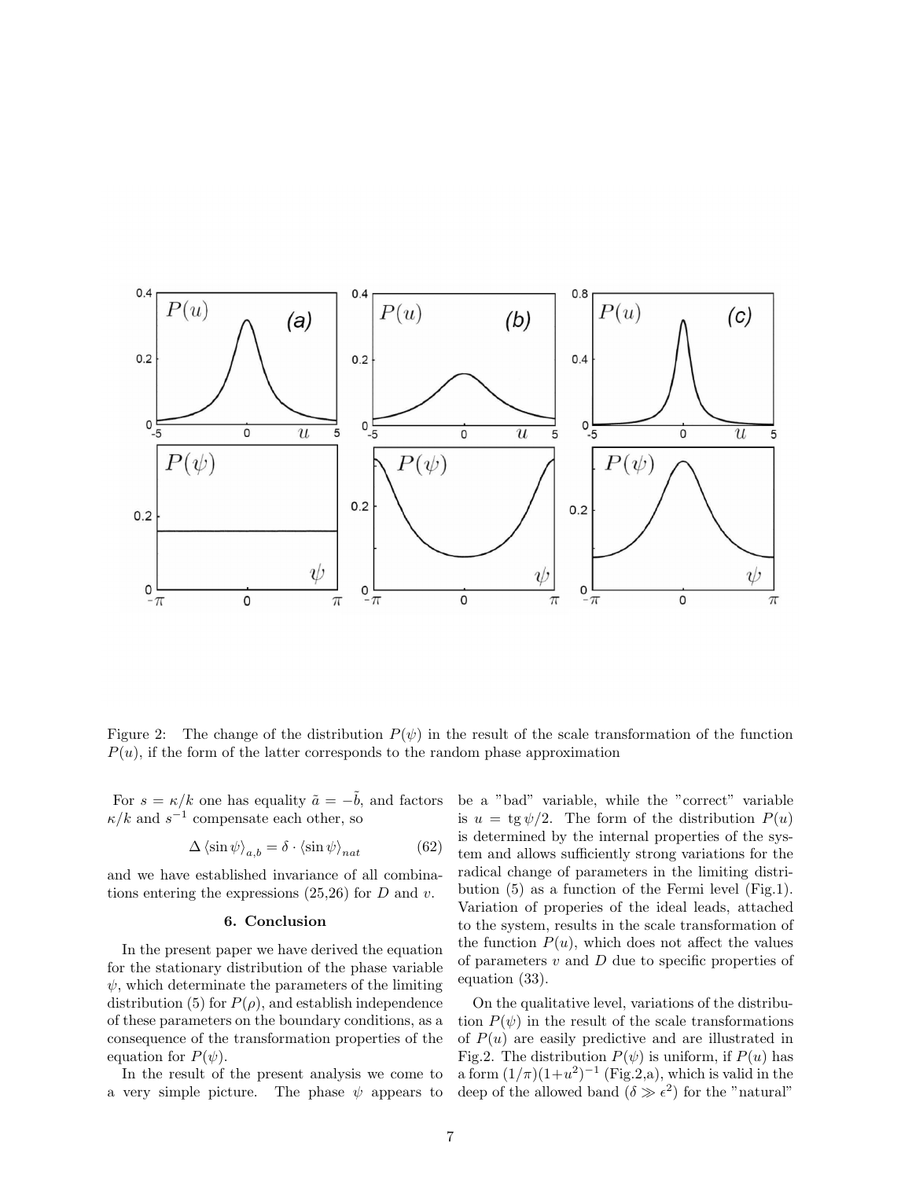Figure 2: The change of the distribution $P(\psi)$ in the result of the scale transformation of the function $P(u)$, if the form of the latter corresponds to the random phase approximation

For $s = \kappa/k$ one has equality $\tilde{a} = -\tilde{b}$, and factors $\kappa/k$ and $s^{-1}$ compensate each other, so

$$\Delta \left\langle \sin\psi \right\rangle_{a,b} = \delta \cdot \left\langle \sin\psi \right\rangle_{nat} \tag{62}$$

and we have established invariance of all combinations entering the expressions (25,26) for $D$ and $v$.

### 6. Conclusion

In the present paper we have derived the equation for the stationary distribution of the phase variable $\psi$, which determinate the parameters of the limiting distribution (5) for $P(\rho)$, and establish independence of these parameters on the boundary conditions, as a consequence of the transformation properties of the equation for $P(\psi)$.

In the result of the present analysis we come to a very simple picture. The phase $\psi$ appears to be a "bad" variable, while the "correct" variable is $u = \operatorname{tg}\psi/2$. The form of the distribution $P(u)$ is determined by the internal properties of the system and allows sufficiently strong variations for the radical change of parameters in the limiting distribution (5) as a function of the Fermi level (Fig.1). Variation of properies of the ideal leads, attached to the system, results in the scale transformation of the function $P(u)$, which does not affect the values of parameters $v$ and $D$ due to specific properties of equation (33).

On the qualitative level, variations of the distribution $P(\psi)$ in the result of the scale transformations of $P(u)$ are easily predictive and are illustrated in Fig.2. The distribution $P(\psi)$ is uniform, if $P(u)$ has a form $(1/\pi)(1+u^2)^{-1}$ (Fig.2,a), which is valid in the deep of the allowed band ($\delta \gg \epsilon^2$) for the "natural"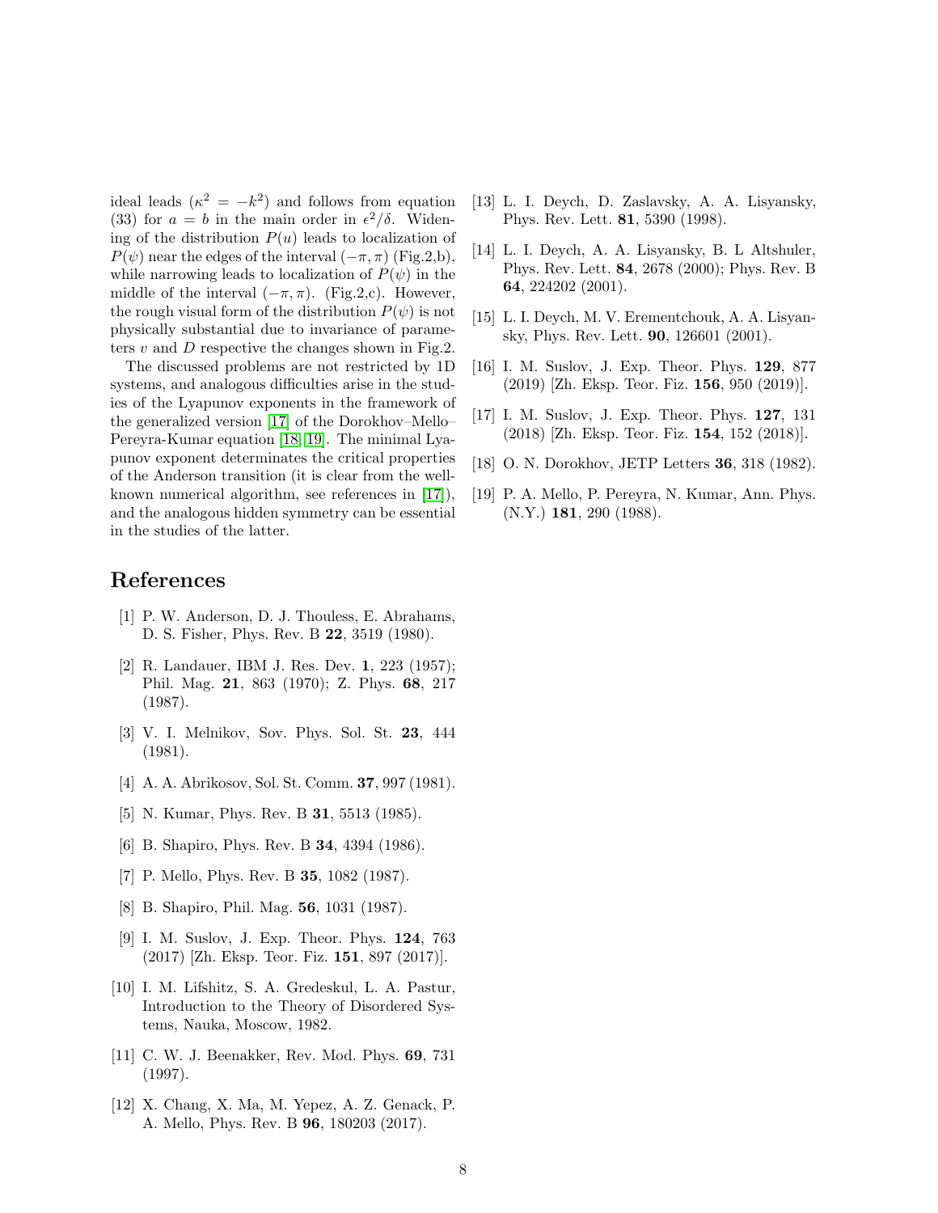ideal leads ($\kappa^2 = -k^2$) and follows from equation (33) for $a = b$ in the main order in $\epsilon^2/\delta$. Widening of the distribution $P(u)$ leads to localization of $P(\psi)$ near the edges of the interval $(-\pi, \pi)$ (Fig.2,b), while narrowing leads to localization of $P(\psi)$ in the middle of the interval $(-\pi, \pi)$. (Fig.2,c). However, the rough visual form of the distribution $P(\psi)$ is not physically substantial due to invariance of parameters $v$ and $D$ respective the changes shown in Fig.2.

The discussed problems are not restricted by 1D systems, and analogous difficulties arise in the studies of the Lyapunov exponents in the framework of the generalized version [17] of the Dorokhov–Mello–Pereyra-Kumar equation [18, 19]. The minimal Lyapunov exponent determinates the critical properties of the Anderson transition (it is clear from the well-known numerical algorithm, see references in [17]), and the analogous hidden symmetry can be essential in the studies of the latter.

## References

[1] P. W. Anderson, D. J. Thouless, E. Abrahams, D. S. Fisher, Phys. Rev. B **22**, 3519 (1980).

[2] R. Landauer, IBM J. Res. Dev. **1**, 223 (1957); Phil. Mag. **21**, 863 (1970); Z. Phys. **68**, 217 (1987).

[3] V. I. Melnikov, Sov. Phys. Sol. St. **23**, 444 (1981).

[4] A. A. Abrikosov, Sol. St. Comm. **37**, 997 (1981).

[5] N. Kumar, Phys. Rev. B **31**, 5513 (1985).

[6] B. Shapiro, Phys. Rev. B **34**, 4394 (1986).

[7] P. Mello, Phys. Rev. B **35**, 1082 (1987).

[8] B. Shapiro, Phil. Mag. **56**, 1031 (1987).

[9] I. M. Suslov, J. Exp. Theor. Phys. **124**, 763 (2017) [Zh. Eksp. Teor. Fiz. **151**, 897 (2017)].

[10] I. M. Lifshitz, S. A. Gredeskul, L. A. Pastur, Introduction to the Theory of Disordered Systems, Nauka, Moscow, 1982.

[11] C. W. J. Beenakker, Rev. Mod. Phys. **69**, 731 (1997).

[12] X. Chang, X. Ma, M. Yepez, A. Z. Genack, P. A. Mello, Phys. Rev. B **96**, 180203 (2017).

[13] L. I. Deych, D. Zaslavsky, A. A. Lisyansky, Phys. Rev. Lett. **81**, 5390 (1998).

[14] L. I. Deych, A. A. Lisyansky, B. L Altshuler, Phys. Rev. Lett. **84**, 2678 (2000); Phys. Rev. B **64**, 224202 (2001).

[15] L. I. Deych, M. V. Erementchouk, A. A. Lisyansky, Phys. Rev. Lett. **90**, 126601 (2001).

[16] I. M. Suslov, J. Exp. Theor. Phys. **129**, 877 (2019) [Zh. Eksp. Teor. Fiz. **156**, 950 (2019)].

[17] I. M. Suslov, J. Exp. Theor. Phys. **127**, 131 (2018) [Zh. Eksp. Teor. Fiz. **154**, 152 (2018)].

[18] O. N. Dorokhov, JETP Letters **36**, 318 (1982).

[19] P. A. Mello, P. Pereyra, N. Kumar, Ann. Phys. (N.Y.) **181**, 290 (1988).